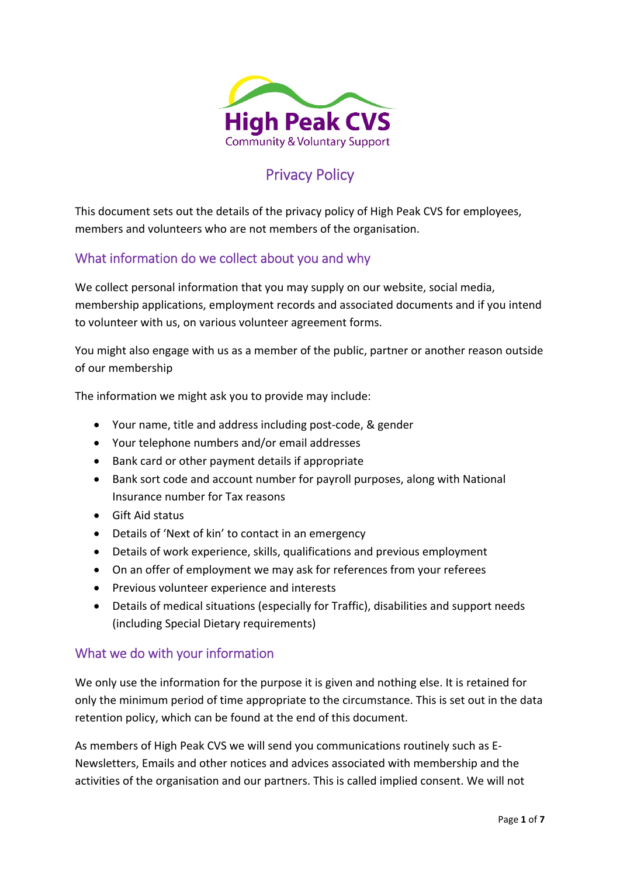High Peak CVS
Community & Voluntary Support

# Privacy Policy

This document sets out the details of the privacy policy of High Peak CVS for employees, members and volunteers who are not members of the organisation.

## What information do we collect about you and why

We collect personal information that you may supply on our website, social media, membership applications, employment records and associated documents and if you intend to volunteer with us, on various volunteer agreement forms.

You might also engage with us as a member of the public, partner or another reason outside of our membership

The information we might ask you to provide may include:

- Your name, title and address including post-code, & gender
- Your telephone numbers and/or email addresses
- Bank card or other payment details if appropriate
- Bank sort code and account number for payroll purposes, along with National Insurance number for Tax reasons
- Gift Aid status
- Details of 'Next of kin' to contact in an emergency
- Details of work experience, skills, qualifications and previous employment
- On an offer of employment we may ask for references from your referees
- Previous volunteer experience and interests
- Details of medical situations (especially for Traffic), disabilities and support needs (including Special Dietary requirements)

## What we do with your information

We only use the information for the purpose it is given and nothing else. It is retained for only the minimum period of time appropriate to the circumstance. This is set out in the data retention policy, which can be found at the end of this document.

As members of High Peak CVS we will send you communications routinely such as E-Newsletters, Emails and other notices and advices associated with membership and the activities of the organisation and our partners. This is called implied consent. We will not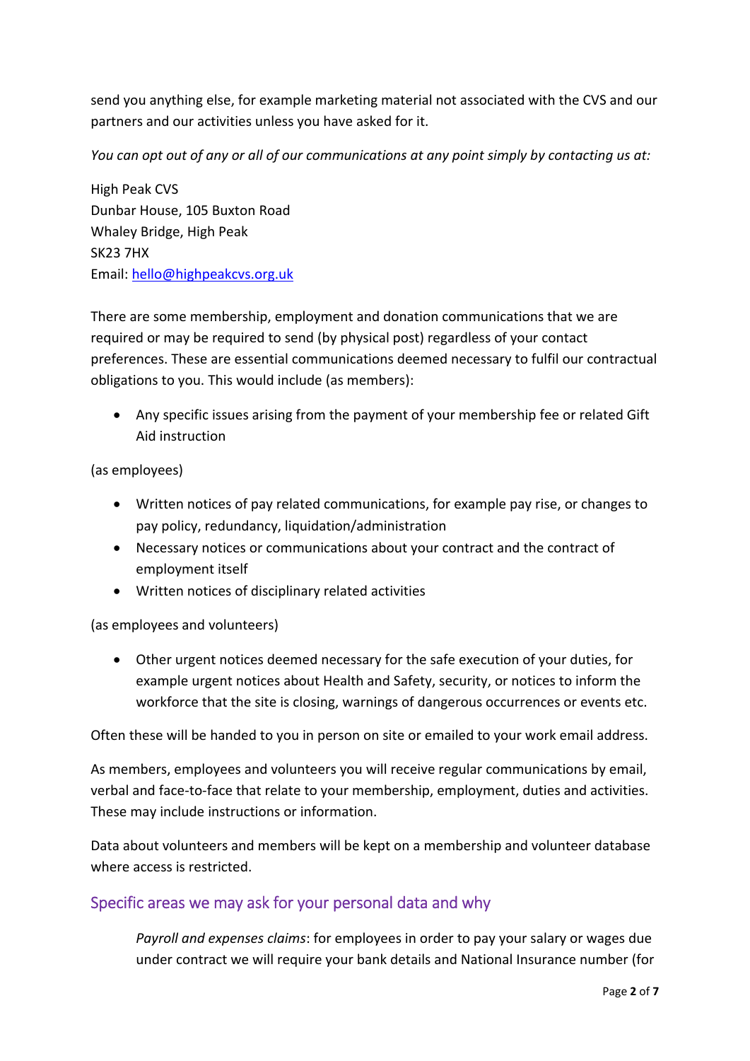send you anything else, for example marketing material not associated with the CVS and our partners and our activities unless you have asked for it.

*You can opt out of any or all of our communications at any point simply by contacting us at:*

High Peak CVS
Dunbar House, 105 Buxton Road
Whaley Bridge, High Peak
SK23 7HX
Email: hello@highpeakcvs.org.uk

There are some membership, employment and donation communications that we are required or may be required to send (by physical post) regardless of your contact preferences. These are essential communications deemed necessary to fulfil our contractual obligations to you. This would include (as members):

- Any specific issues arising from the payment of your membership fee or related Gift Aid instruction

(as employees)

- Written notices of pay related communications, for example pay rise, or changes to pay policy, redundancy, liquidation/administration
- Necessary notices or communications about your contract and the contract of employment itself
- Written notices of disciplinary related activities

(as employees and volunteers)

- Other urgent notices deemed necessary for the safe execution of your duties, for example urgent notices about Health and Safety, security, or notices to inform the workforce that the site is closing, warnings of dangerous occurrences or events etc.

Often these will be handed to you in person on site or emailed to your work email address.

As members, employees and volunteers you will receive regular communications by email, verbal and face-to-face that relate to your membership, employment, duties and activities. These may include instructions or information.

Data about volunteers and members will be kept on a membership and volunteer database where access is restricted.

## Specific areas we may ask for your personal data and why

*Payroll and expenses claims*: for employees in order to pay your salary or wages due under contract we will require your bank details and National Insurance number (for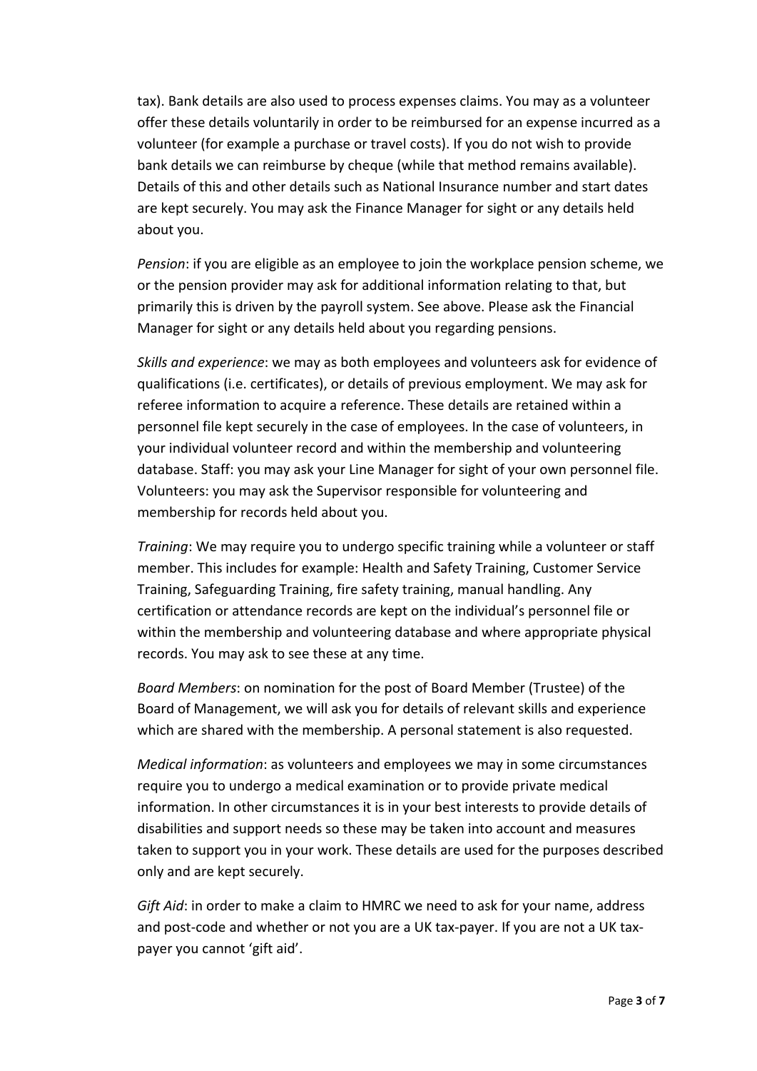tax). Bank details are also used to process expenses claims. You may as a volunteer offer these details voluntarily in order to be reimbursed for an expense incurred as a volunteer (for example a purchase or travel costs). If you do not wish to provide bank details we can reimburse by cheque (while that method remains available). Details of this and other details such as National Insurance number and start dates are kept securely. You may ask the Finance Manager for sight or any details held about you.

*Pension*: if you are eligible as an employee to join the workplace pension scheme, we or the pension provider may ask for additional information relating to that, but primarily this is driven by the payroll system. See above. Please ask the Financial Manager for sight or any details held about you regarding pensions.

*Skills and experience*: we may as both employees and volunteers ask for evidence of qualifications (i.e. certificates), or details of previous employment. We may ask for referee information to acquire a reference. These details are retained within a personnel file kept securely in the case of employees. In the case of volunteers, in your individual volunteer record and within the membership and volunteering database. Staff: you may ask your Line Manager for sight of your own personnel file. Volunteers: you may ask the Supervisor responsible for volunteering and membership for records held about you.

*Training*: We may require you to undergo specific training while a volunteer or staff member. This includes for example: Health and Safety Training, Customer Service Training, Safeguarding Training, fire safety training, manual handling. Any certification or attendance records are kept on the individual's personnel file or within the membership and volunteering database and where appropriate physical records. You may ask to see these at any time.

*Board Members*: on nomination for the post of Board Member (Trustee) of the Board of Management, we will ask you for details of relevant skills and experience which are shared with the membership. A personal statement is also requested.

*Medical information*: as volunteers and employees we may in some circumstances require you to undergo a medical examination or to provide private medical information. In other circumstances it is in your best interests to provide details of disabilities and support needs so these may be taken into account and measures taken to support you in your work. These details are used for the purposes described only and are kept securely.

*Gift Aid*: in order to make a claim to HMRC we need to ask for your name, address and post-code and whether or not you are a UK tax-payer. If you are not a UK tax-payer you cannot 'gift aid'.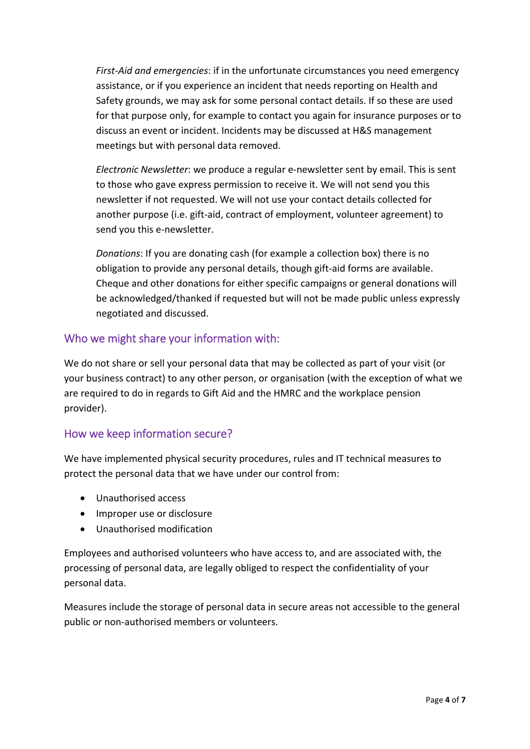*First-Aid and emergencies*: if in the unfortunate circumstances you need emergency assistance, or if you experience an incident that needs reporting on Health and Safety grounds, we may ask for some personal contact details. If so these are used for that purpose only, for example to contact you again for insurance purposes or to discuss an event or incident. Incidents may be discussed at H&S management meetings but with personal data removed.

*Electronic Newsletter*: we produce a regular e-newsletter sent by email. This is sent to those who gave express permission to receive it. We will not send you this newsletter if not requested. We will not use your contact details collected for another purpose (i.e. gift-aid, contract of employment, volunteer agreement) to send you this e-newsletter.

*Donations*: If you are donating cash (for example a collection box) there is no obligation to provide any personal details, though gift-aid forms are available. Cheque and other donations for either specific campaigns or general donations will be acknowledged/thanked if requested but will not be made public unless expressly negotiated and discussed.

## Who we might share your information with:

We do not share or sell your personal data that may be collected as part of your visit (or your business contract) to any other person, or organisation (with the exception of what we are required to do in regards to Gift Aid and the HMRC and the workplace pension provider).

## How we keep information secure?

We have implemented physical security procedures, rules and IT technical measures to protect the personal data that we have under our control from:

- Unauthorised access
- Improper use or disclosure
- Unauthorised modification

Employees and authorised volunteers who have access to, and are associated with, the processing of personal data, are legally obliged to respect the confidentiality of your personal data.

Measures include the storage of personal data in secure areas not accessible to the general public or non-authorised members or volunteers.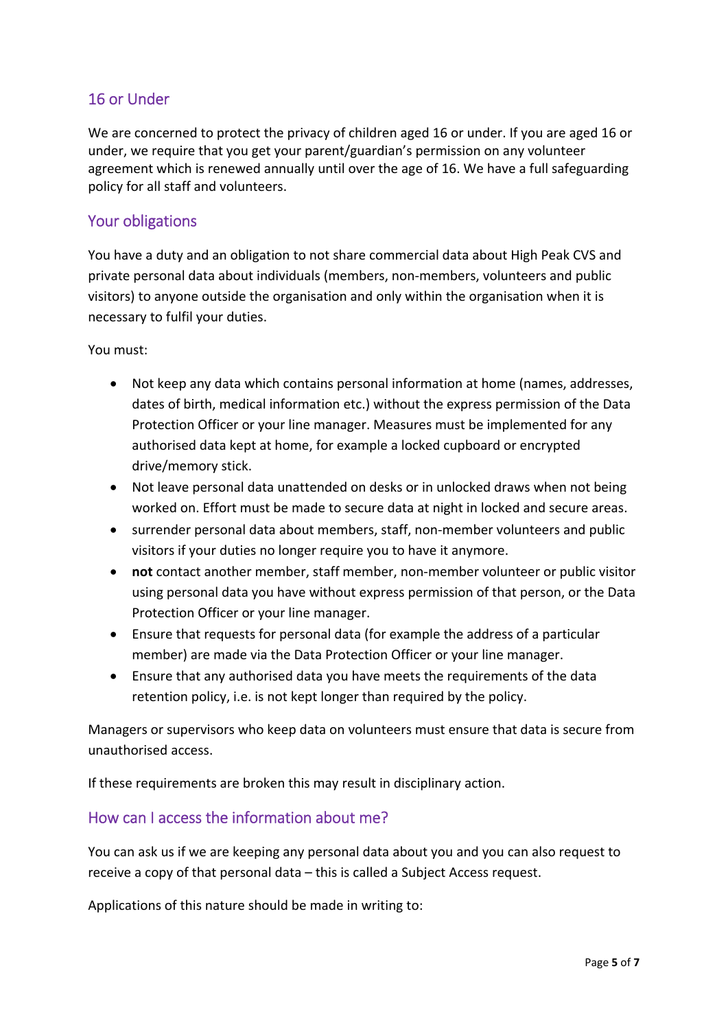## 16 or Under

We are concerned to protect the privacy of children aged 16 or under. If you are aged 16 or under, we require that you get your parent/guardian's permission on any volunteer agreement which is renewed annually until over the age of 16. We have a full safeguarding policy for all staff and volunteers.

## Your obligations

You have a duty and an obligation to not share commercial data about High Peak CVS and private personal data about individuals (members, non-members, volunteers and public visitors) to anyone outside the organisation and only within the organisation when it is necessary to fulfil your duties.

You must:

- Not keep any data which contains personal information at home (names, addresses, dates of birth, medical information etc.) without the express permission of the Data Protection Officer or your line manager. Measures must be implemented for any authorised data kept at home, for example a locked cupboard or encrypted drive/memory stick.
- Not leave personal data unattended on desks or in unlocked draws when not being worked on. Effort must be made to secure data at night in locked and secure areas.
- surrender personal data about members, staff, non-member volunteers and public visitors if your duties no longer require you to have it anymore.
- **not** contact another member, staff member, non-member volunteer or public visitor using personal data you have without express permission of that person, or the Data Protection Officer or your line manager.
- Ensure that requests for personal data (for example the address of a particular member) are made via the Data Protection Officer or your line manager.
- Ensure that any authorised data you have meets the requirements of the data retention policy, i.e. is not kept longer than required by the policy.

Managers or supervisors who keep data on volunteers must ensure that data is secure from unauthorised access.

If these requirements are broken this may result in disciplinary action.

## How can I access the information about me?

You can ask us if we are keeping any personal data about you and you can also request to receive a copy of that personal data – this is called a Subject Access request.

Applications of this nature should be made in writing to: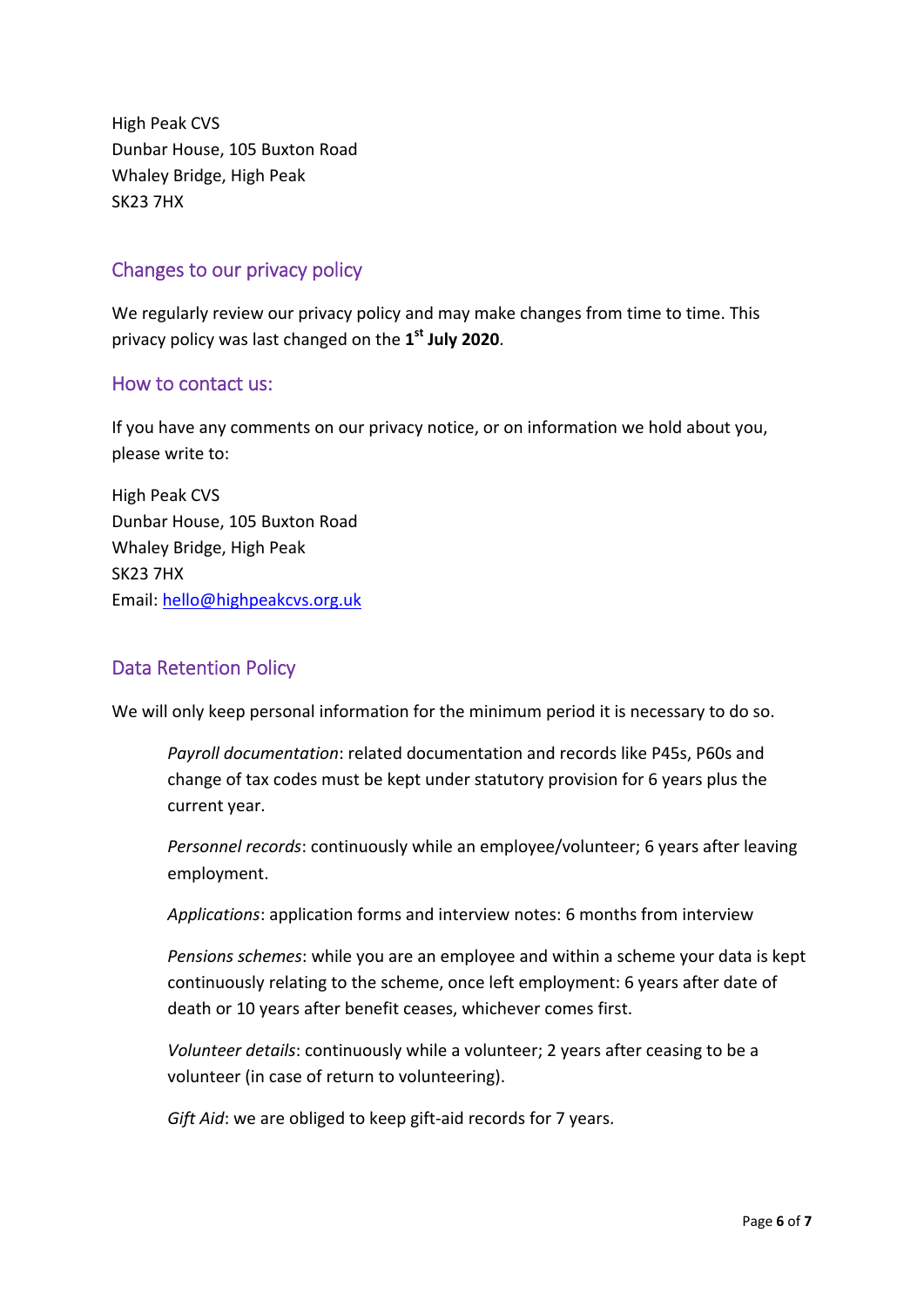High Peak CVS
Dunbar House, 105 Buxton Road
Whaley Bridge, High Peak
SK23 7HX

## Changes to our privacy policy

We regularly review our privacy policy and may make changes from time to time. This privacy policy was last changed on the **1st July 2020**.

## How to contact us:

If you have any comments on our privacy notice, or on information we hold about you, please write to:

High Peak CVS
Dunbar House, 105 Buxton Road
Whaley Bridge, High Peak
SK23 7HX
Email: hello@highpeakcvs.org.uk

## Data Retention Policy

We will only keep personal information for the minimum period it is necessary to do so.

*Payroll documentation*: related documentation and records like P45s, P60s and change of tax codes must be kept under statutory provision for 6 years plus the current year.

*Personnel records*: continuously while an employee/volunteer; 6 years after leaving employment.

*Applications*: application forms and interview notes: 6 months from interview

*Pensions schemes*: while you are an employee and within a scheme your data is kept continuously relating to the scheme, once left employment: 6 years after date of death or 10 years after benefit ceases, whichever comes first.

*Volunteer details*: continuously while a volunteer; 2 years after ceasing to be a volunteer (in case of return to volunteering).

*Gift Aid*: we are obliged to keep gift-aid records for 7 years.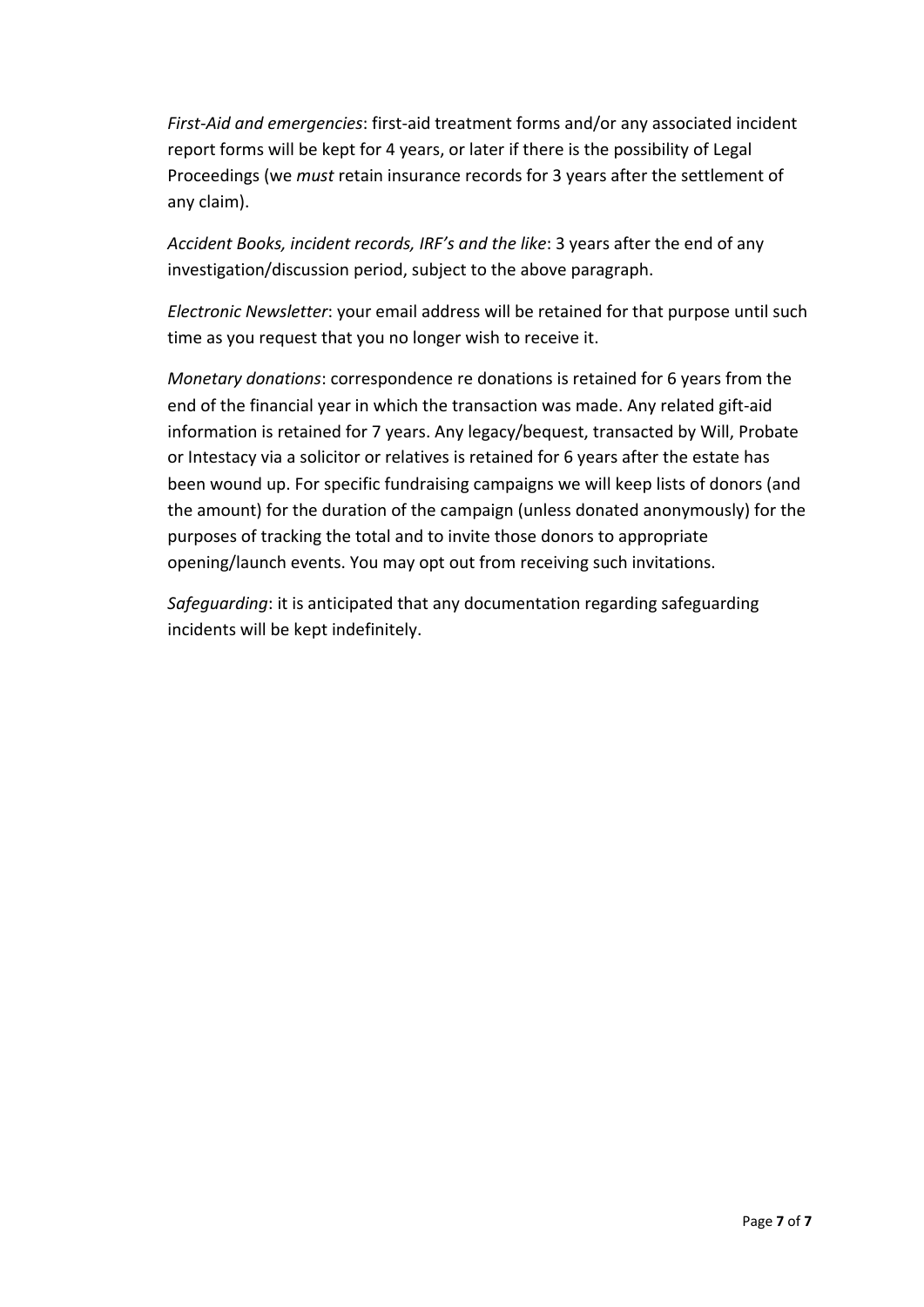*First-Aid and emergencies*: first-aid treatment forms and/or any associated incident report forms will be kept for 4 years, or later if there is the possibility of Legal Proceedings (we *must* retain insurance records for 3 years after the settlement of any claim).

*Accident Books, incident records, IRF's and the like*: 3 years after the end of any investigation/discussion period, subject to the above paragraph.

*Electronic Newsletter*: your email address will be retained for that purpose until such time as you request that you no longer wish to receive it.

*Monetary donations*: correspondence re donations is retained for 6 years from the end of the financial year in which the transaction was made. Any related gift-aid information is retained for 7 years. Any legacy/bequest, transacted by Will, Probate or Intestacy via a solicitor or relatives is retained for 6 years after the estate has been wound up. For specific fundraising campaigns we will keep lists of donors (and the amount) for the duration of the campaign (unless donated anonymously) for the purposes of tracking the total and to invite those donors to appropriate opening/launch events. You may opt out from receiving such invitations.

*Safeguarding*: it is anticipated that any documentation regarding safeguarding incidents will be kept indefinitely.